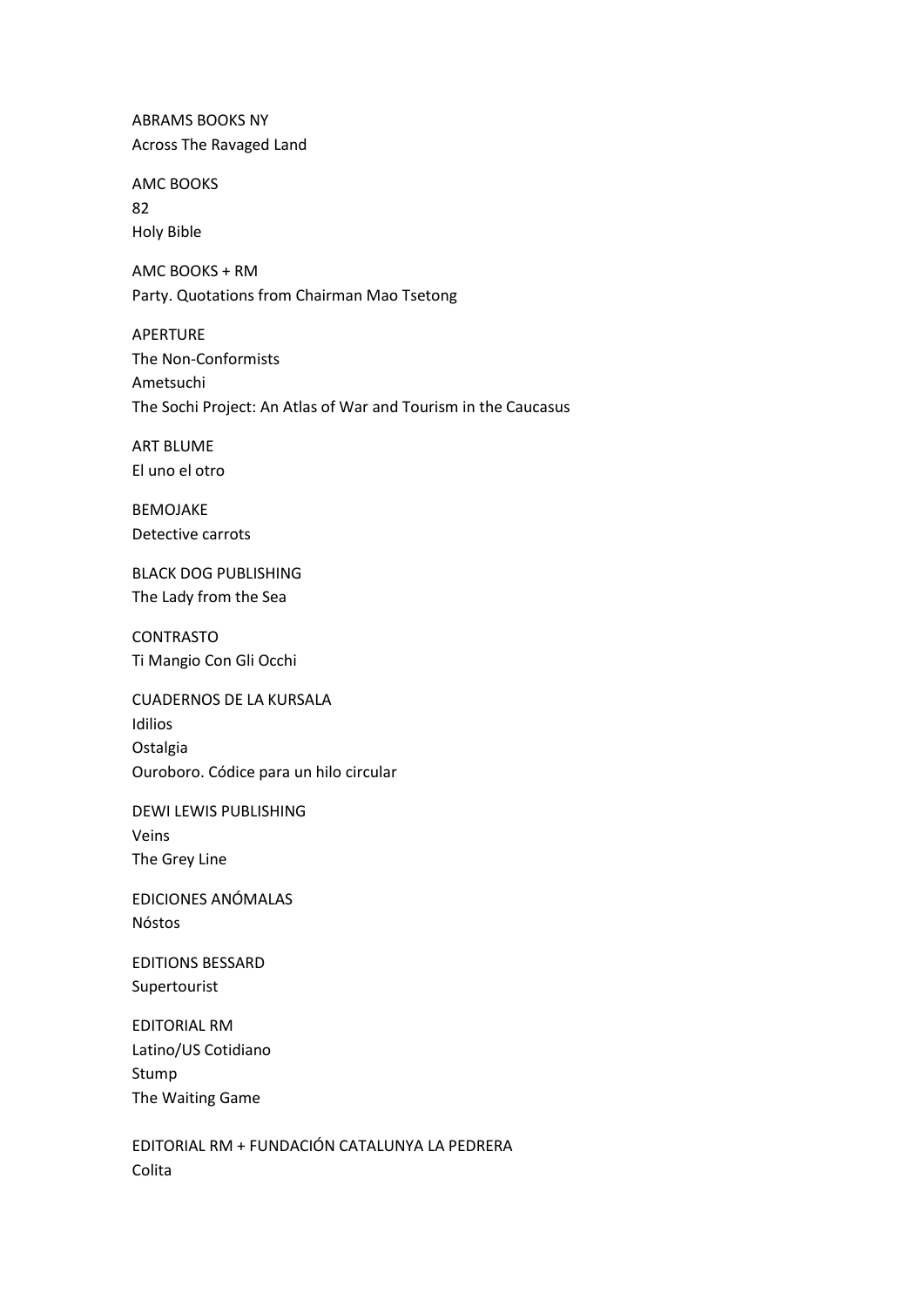ABRAMS BOOKS NY
Across The Ravaged Land

AMC BOOKS
82
Holy Bible

AMC BOOKS + RM
Party. Quotations from Chairman Mao Tsetong

APERTURE
The Non-Conformists
Ametsuchi
The Sochi Project: An Atlas of War and Tourism in the Caucasus

ART BLUME
El uno el otro

BEMOJAKE
Detective carrots

BLACK DOG PUBLISHING
The Lady from the Sea

CONTRASTO
Ti Mangio Con Gli Occhi

CUADERNOS DE LA KURSALA
Idilios
Ostalgia
Ouroboro. Códice para un hilo circular

DEWI LEWIS PUBLISHING
Veins
The Grey Line

EDICIONES ANÓMALAS
Nóstos

EDITIONS BESSARD
Supertourist

EDITORIAL RM
Latino/US Cotidiano
Stump
The Waiting Game

EDITORIAL RM + FUNDACIÓN CATALUNYA LA PEDRERA
Colita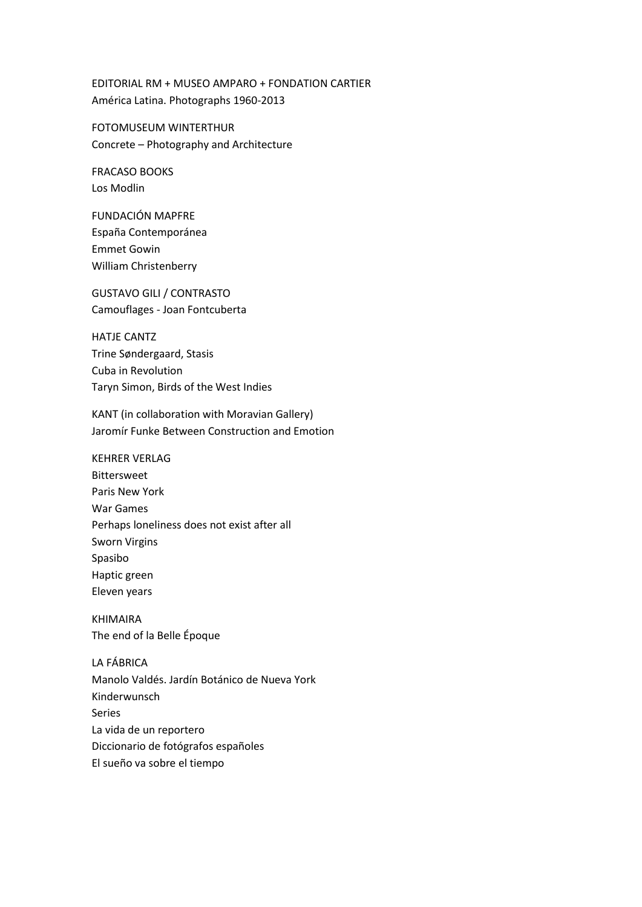EDITORIAL RM + MUSEO AMPARO + FONDATION CARTIER
América Latina. Photographs 1960-2013

FOTOMUSEUM WINTERTHUR
Concrete – Photography and Architecture

FRACASO BOOKS
Los Modlin

FUNDACIÓN MAPFRE
España Contemporánea
Emmet Gowin
William Christenberry

GUSTAVO GILI / CONTRASTO
Camouflages - Joan Fontcuberta

HATJE CANTZ
Trine Søndergaard, Stasis
Cuba in Revolution
Taryn Simon, Birds of the West Indies

KANT (in collaboration with Moravian Gallery)
Jaromír Funke Between Construction and Emotion

KEHRER VERLAG
Bittersweet
Paris New York
War Games
Perhaps loneliness does not exist after all
Sworn Virgins
Spasibo
Haptic green
Eleven years

KHIMAIRA
The end of la Belle Époque

LA FÁBRICA
Manolo Valdés. Jardín Botánico de Nueva York
Kinderwunsch
Series
La vida de un reportero
Diccionario de fotógrafos españoles
El sueño va sobre el tiempo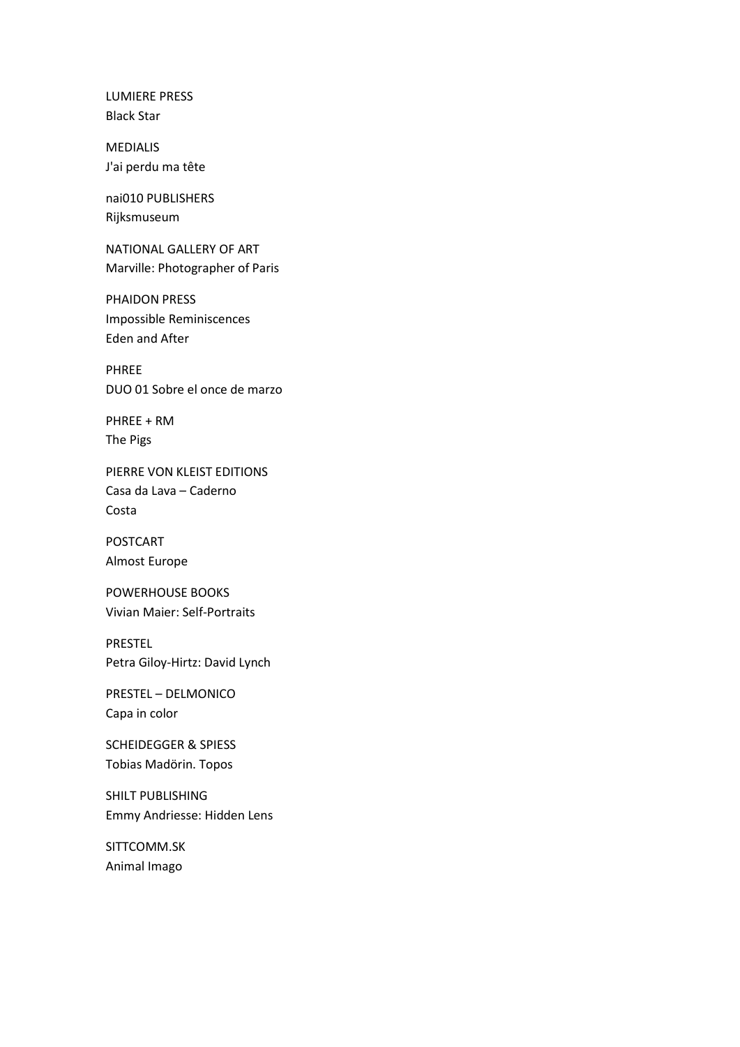LUMIERE PRESS
Black Star

MEDIALIS
J'ai perdu ma tête

nai010 PUBLISHERS
Rijksmuseum

NATIONAL GALLERY OF ART
Marville: Photographer of Paris

PHAIDON PRESS
Impossible Reminiscences
Eden and After

PHREE
DUO 01 Sobre el once de marzo

PHREE + RM
The Pigs

PIERRE VON KLEIST EDITIONS
Casa da Lava – Caderno
Costa

POSTCART
Almost Europe

POWERHOUSE BOOKS
Vivian Maier: Self-Portraits

PRESTEL
Petra Giloy-Hirtz: David Lynch

PRESTEL – DELMONICO
Capa in color

SCHEIDEGGER & SPIESS
Tobias Madörin. Topos

SHILT PUBLISHING
Emmy Andriesse: Hidden Lens

SITTCOMM.SK
Animal Imago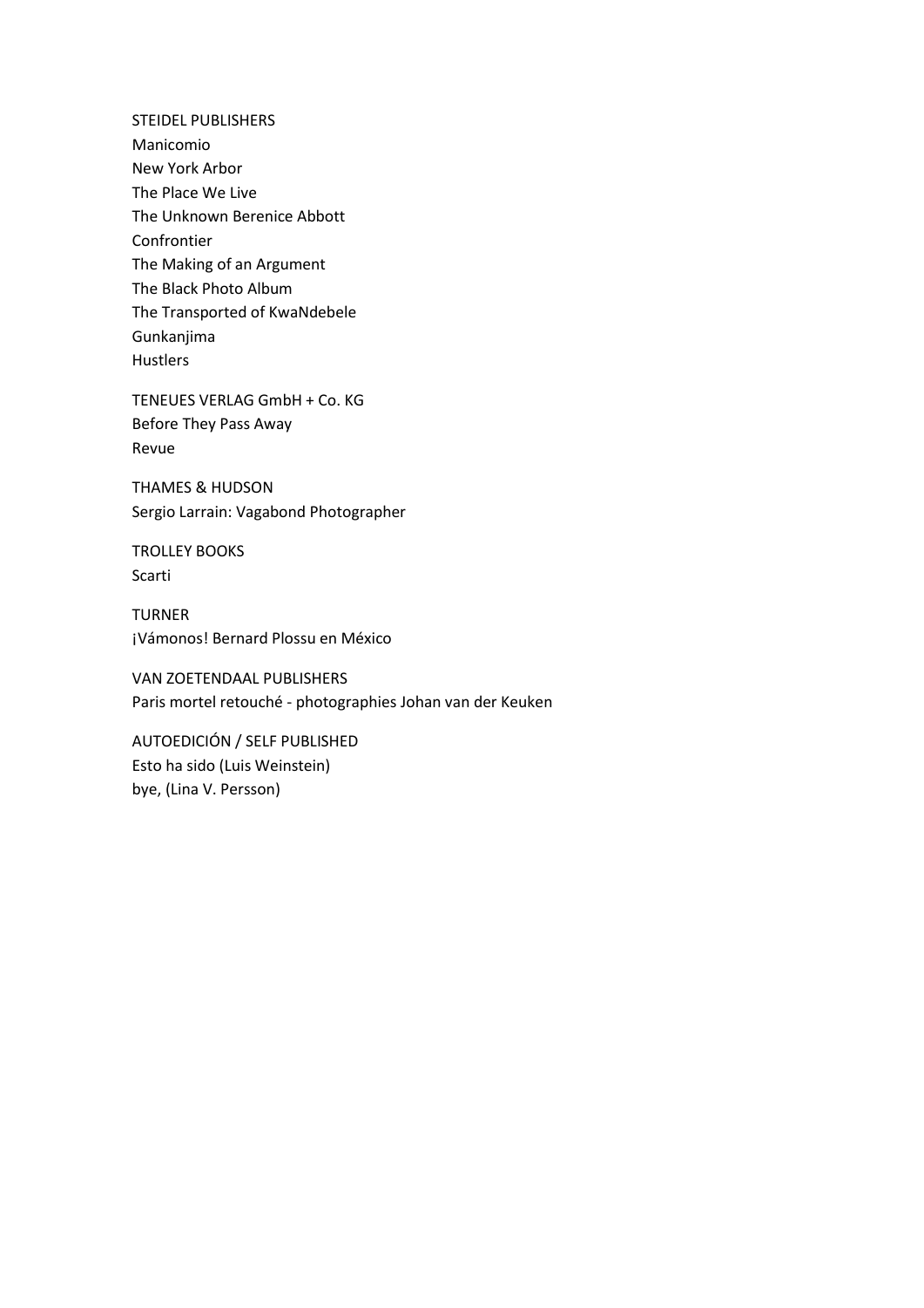STEIDEL PUBLISHERS
Manicomio
New York Arbor
The Place We Live
The Unknown Berenice Abbott
Confrontier
The Making of an Argument
The Black Photo Album
The Transported of KwaNdebele
Gunkanjima
Hustlers

TENEUES VERLAG GmbH + Co. KG
Before They Pass Away
Revue

THAMES & HUDSON
Sergio Larrain: Vagabond Photographer

TROLLEY BOOKS
Scarti

TURNER
¡Vámonos! Bernard Plossu en México

VAN ZOETENDAAL PUBLISHERS
Paris mortel retouché - photographies Johan van der Keuken

AUTOEDICIÓN / SELF PUBLISHED
Esto ha sido (Luis Weinstein)
bye, (Lina V. Persson)